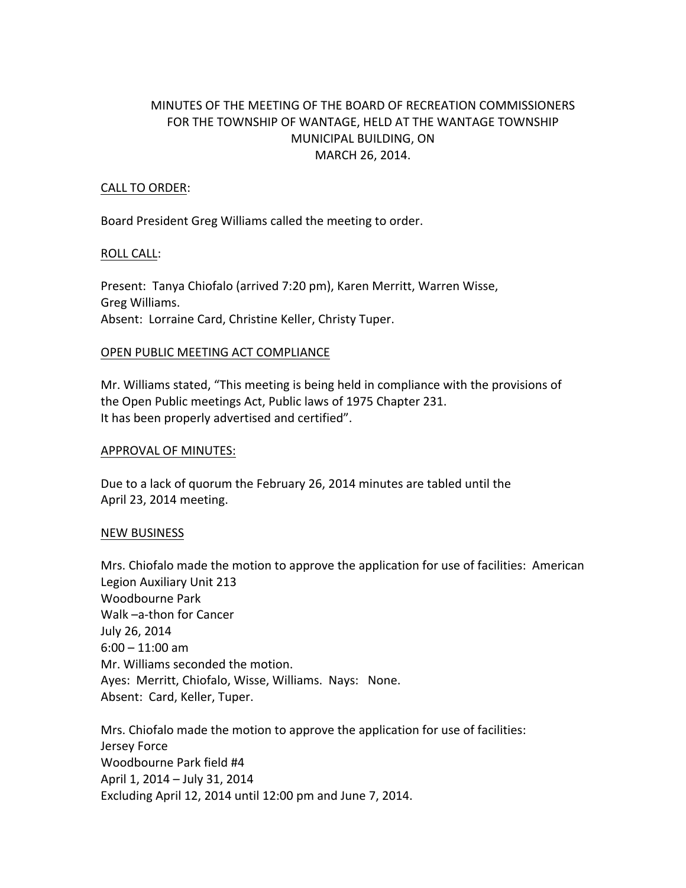# MINUTES OF THE MEETING OF THE BOARD OF RECREATION COMMISSIONERS FOR THE TOWNSHIP OF WANTAGE, HELD AT THE WANTAGE TOWNSHIP MUNICIPAL BUILDING, ON MARCH 26, 2014.

## CALL TO ORDER:

Board President Greg Williams called the meeting to order.

## ROLL CALL:

Present: Tanya Chiofalo (arrived 7:20 pm), Karen Merritt, Warren Wisse, Greg Williams.
Absent: Lorraine Card, Christine Keller, Christy Tuper.

## OPEN PUBLIC MEETING ACT COMPLIANCE

Mr. Williams stated, "This meeting is being held in compliance with the provisions of the Open Public meetings Act, Public laws of 1975 Chapter 231.
It has been properly advertised and certified".

## APPROVAL OF MINUTES:

Due to a lack of quorum the February 26, 2014 minutes are tabled until the April 23, 2014 meeting.

## NEW BUSINESS

Mrs. Chiofalo made the motion to approve the application for use of facilities: American Legion Auxiliary Unit 213
Woodbourne Park
Walk –a-thon for Cancer
July 26, 2014
6:00 – 11:00 am
Mr. Williams seconded the motion.
Ayes: Merritt, Chiofalo, Wisse, Williams. Nays: None.
Absent: Card, Keller, Tuper.

Mrs. Chiofalo made the motion to approve the application for use of facilities:
Jersey Force
Woodbourne Park field #4
April 1, 2014 – July 31, 2014
Excluding April 12, 2014 until 12:00 pm and June 7, 2014.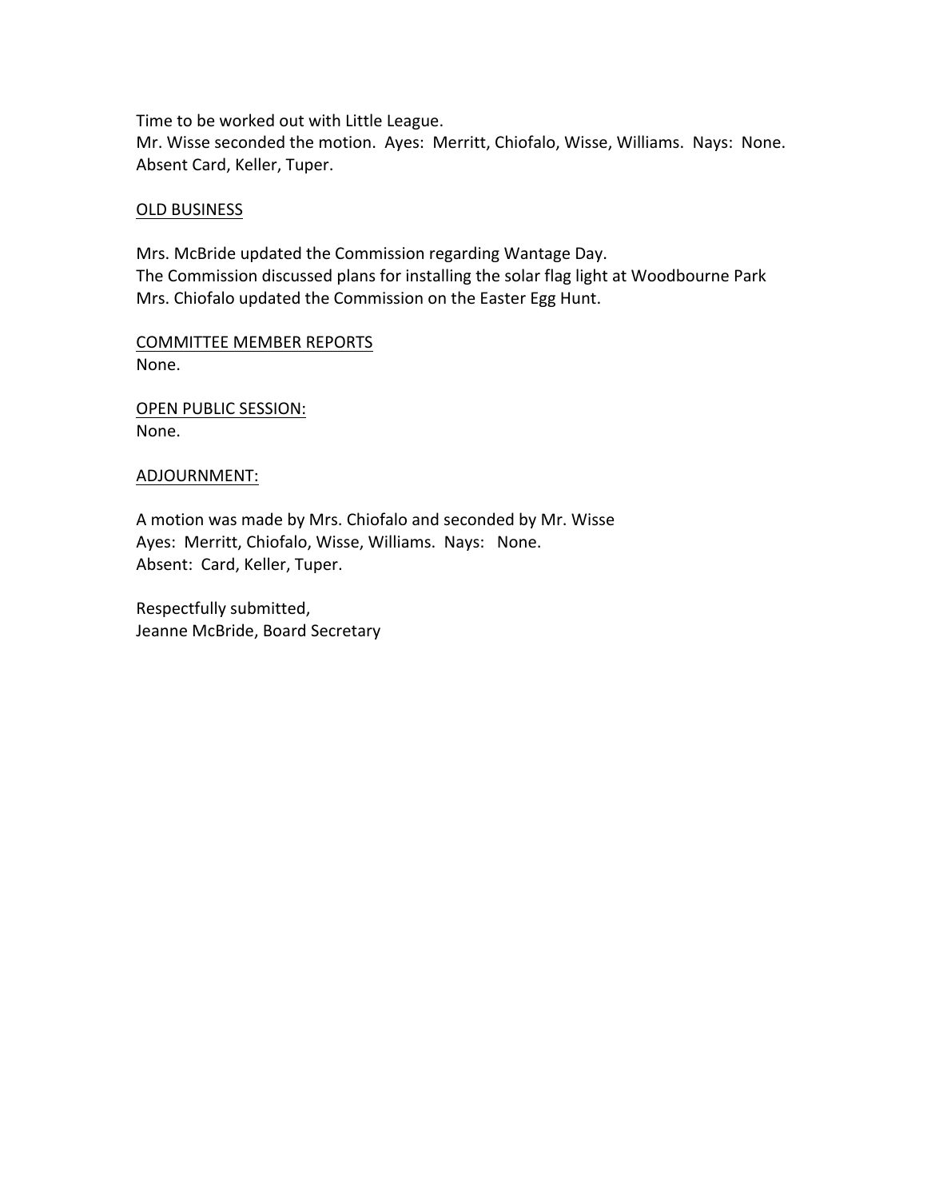Time to be worked out with Little League.
Mr. Wisse seconded the motion. Ayes: Merritt, Chiofalo, Wisse, Williams. Nays: None.
Absent Card, Keller, Tuper.

<u>OLD BUSINESS</u>

Mrs. McBride updated the Commission regarding Wantage Day.
The Commission discussed plans for installing the solar flag light at Woodbourne Park
Mrs. Chiofalo updated the Commission on the Easter Egg Hunt.

<u>COMMITTEE MEMBER REPORTS</u>
None.

<u>OPEN PUBLIC SESSION:</u>
None.

<u>ADJOURNMENT:</u>

A motion was made by Mrs. Chiofalo and seconded by Mr. Wisse
Ayes: Merritt, Chiofalo, Wisse, Williams. Nays: None.
Absent: Card, Keller, Tuper.

Respectfully submitted,
Jeanne McBride, Board Secretary